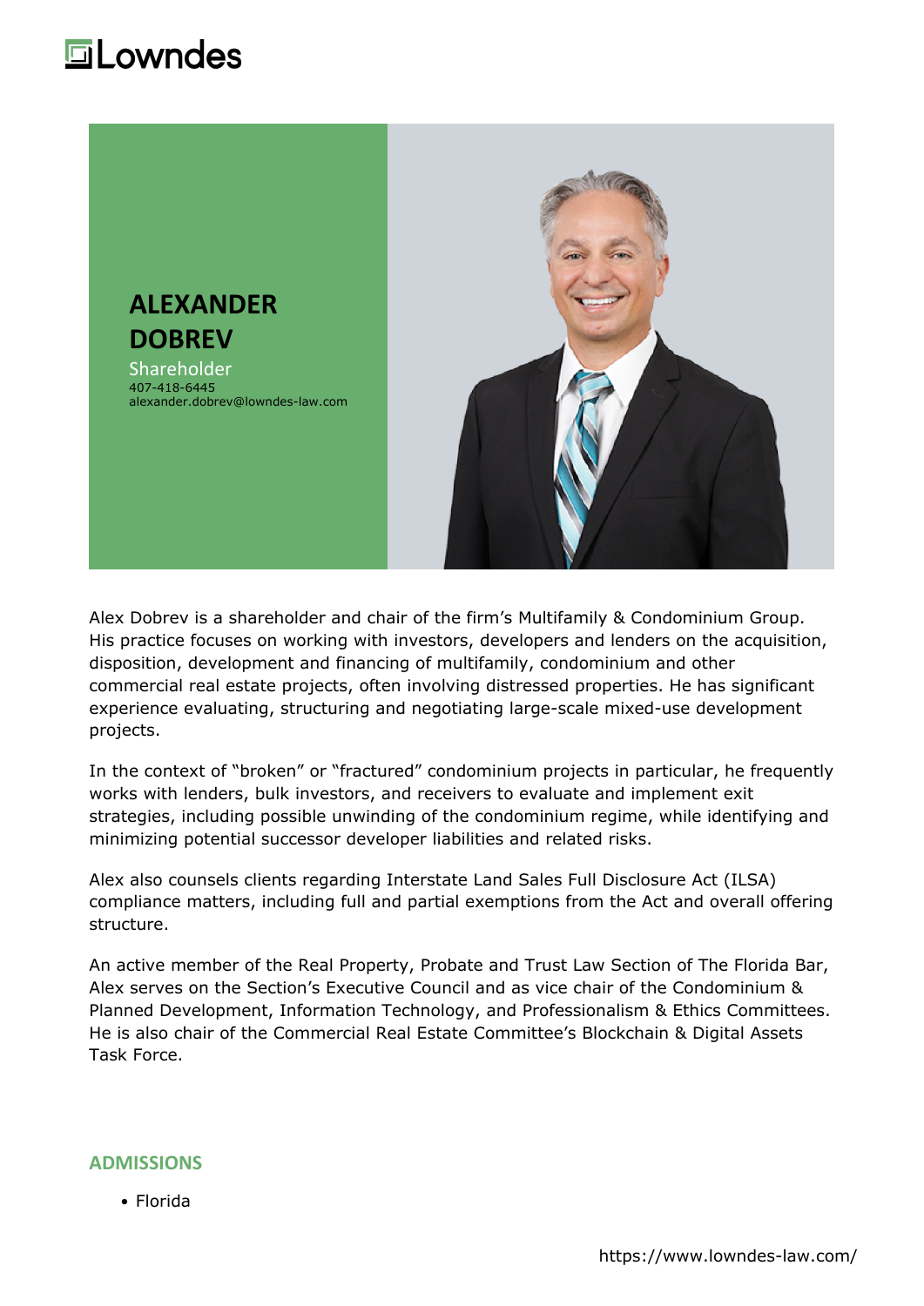# ALEXANDER DOBREV

Shareholder
407-418-6445
alexander.dobrev@lowndes-law.com

Alex Dobrev is a shareholder and chair of the firm's Multifamily & Condominium Group. His practice focuses on working with investors, developers and lenders on the acquisition, disposition, development and financing of multifamily, condominium and other commercial real estate projects, often involving distressed properties. He has significant experience evaluating, structuring and negotiating large-scale mixed-use development projects.

In the context of "broken" or "fractured" condominium projects in particular, he frequently works with lenders, bulk investors, and receivers to evaluate and implement exit strategies, including possible unwinding of the condominium regime, while identifying and minimizing potential successor developer liabilities and related risks.

Alex also counsels clients regarding Interstate Land Sales Full Disclosure Act (ILSA) compliance matters, including full and partial exemptions from the Act and overall offering structure.

An active member of the Real Property, Probate and Trust Law Section of The Florida Bar, Alex serves on the Section's Executive Council and as vice chair of the Condominium & Planned Development, Information Technology, and Professionalism & Ethics Committees. He is also chair of the Commercial Real Estate Committee's Blockchain & Digital Assets Task Force.

## ADMISSIONS

- Florida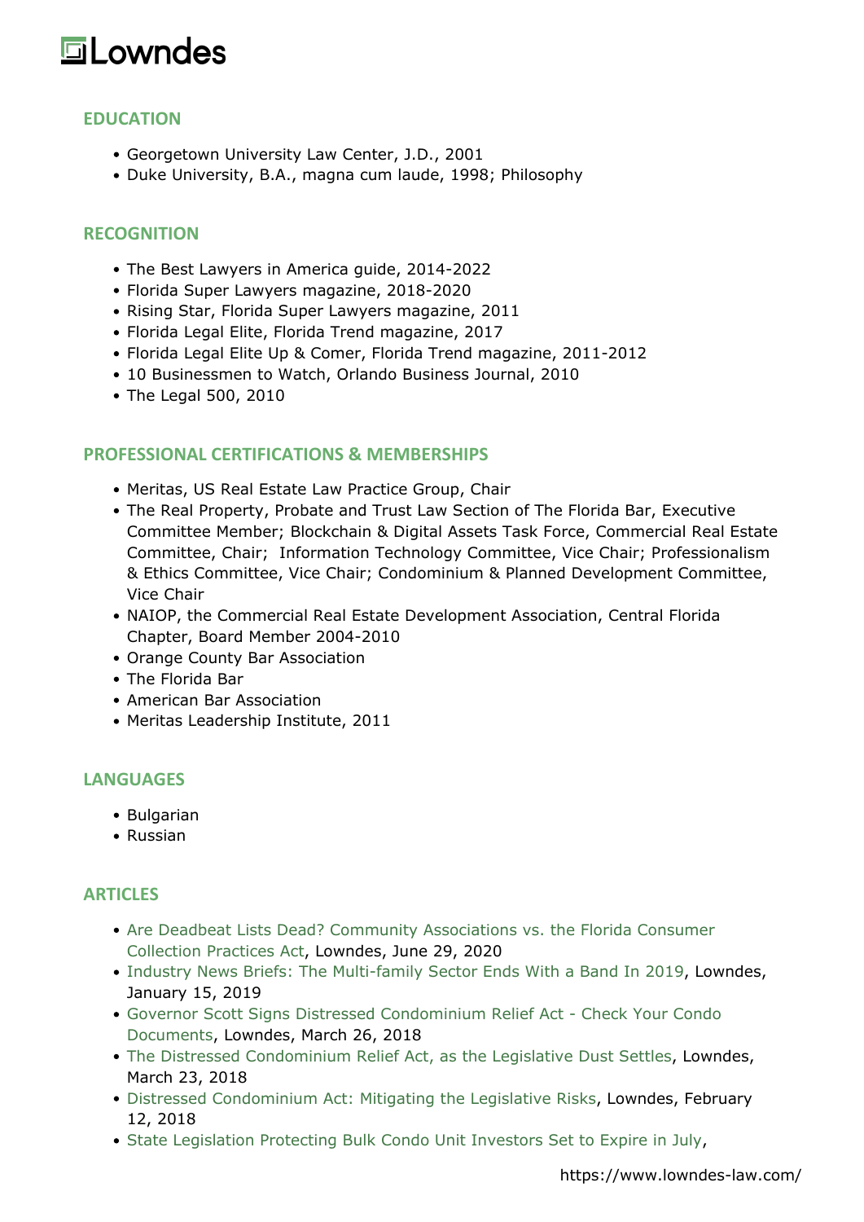## EDUCATION

- Georgetown University Law Center, J.D., 2001
- Duke University, B.A., magna cum laude, 1998; Philosophy

## RECOGNITION

- The Best Lawyers in America guide, 2014-2022
- Florida Super Lawyers magazine, 2018-2020
- Rising Star, Florida Super Lawyers magazine, 2011
- Florida Legal Elite, Florida Trend magazine, 2017
- Florida Legal Elite Up & Comer, Florida Trend magazine, 2011-2012
- 10 Businessmen to Watch, Orlando Business Journal, 2010
- The Legal 500, 2010

## PROFESSIONAL CERTIFICATIONS & MEMBERSHIPS

- Meritas, US Real Estate Law Practice Group, Chair
- The Real Property, Probate and Trust Law Section of The Florida Bar, Executive Committee Member; Blockchain & Digital Assets Task Force, Commercial Real Estate Committee, Chair; Information Technology Committee, Vice Chair; Professionalism & Ethics Committee, Vice Chair; Condominium & Planned Development Committee, Vice Chair
- NAIOP, the Commercial Real Estate Development Association, Central Florida Chapter, Board Member 2004-2010
- Orange County Bar Association
- The Florida Bar
- American Bar Association
- Meritas Leadership Institute, 2011

## LANGUAGES

- Bulgarian
- Russian

## ARTICLES

- Are Deadbeat Lists Dead? Community Associations vs. the Florida Consumer Collection Practices Act, Lowndes, June 29, 2020
- Industry News Briefs: The Multi-family Sector Ends With a Band In 2019, Lowndes, January 15, 2019
- Governor Scott Signs Distressed Condominium Relief Act - Check Your Condo Documents, Lowndes, March 26, 2018
- The Distressed Condominium Relief Act, as the Legislative Dust Settles, Lowndes, March 23, 2018
- Distressed Condominium Act: Mitigating the Legislative Risks, Lowndes, February 12, 2018
- State Legislation Protecting Bulk Condo Unit Investors Set to Expire in July,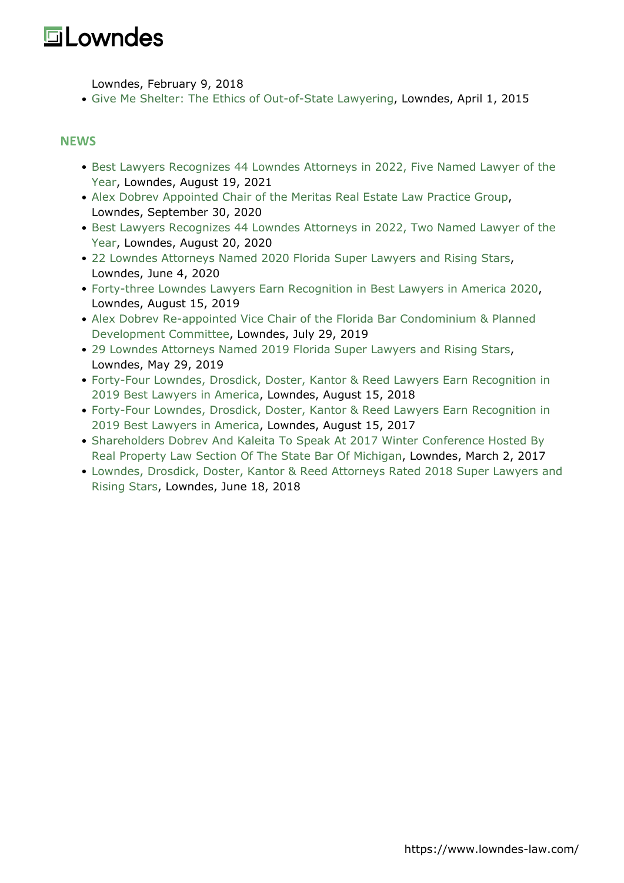Lowndes, February 9, 2018

- Give Me Shelter: The Ethics of Out-of-State Lawyering, Lowndes, April 1, 2015

## NEWS

- Best Lawyers Recognizes 44 Lowndes Attorneys in 2022, Five Named Lawyer of the Year, Lowndes, August 19, 2021
- Alex Dobrev Appointed Chair of the Meritas Real Estate Law Practice Group, Lowndes, September 30, 2020
- Best Lawyers Recognizes 44 Lowndes Attorneys in 2022, Two Named Lawyer of the Year, Lowndes, August 20, 2020
- 22 Lowndes Attorneys Named 2020 Florida Super Lawyers and Rising Stars, Lowndes, June 4, 2020
- Forty-three Lowndes Lawyers Earn Recognition in Best Lawyers in America 2020, Lowndes, August 15, 2019
- Alex Dobrev Re-appointed Vice Chair of the Florida Bar Condominium & Planned Development Committee, Lowndes, July 29, 2019
- 29 Lowndes Attorneys Named 2019 Florida Super Lawyers and Rising Stars, Lowndes, May 29, 2019
- Forty-Four Lowndes, Drosdick, Doster, Kantor & Reed Lawyers Earn Recognition in 2019 Best Lawyers in America, Lowndes, August 15, 2018
- Forty-Four Lowndes, Drosdick, Doster, Kantor & Reed Lawyers Earn Recognition in 2019 Best Lawyers in America, Lowndes, August 15, 2017
- Shareholders Dobrev And Kaleita To Speak At 2017 Winter Conference Hosted By Real Property Law Section Of The State Bar Of Michigan, Lowndes, March 2, 2017
- Lowndes, Drosdick, Doster, Kantor & Reed Attorneys Rated 2018 Super Lawyers and Rising Stars, Lowndes, June 18, 2018